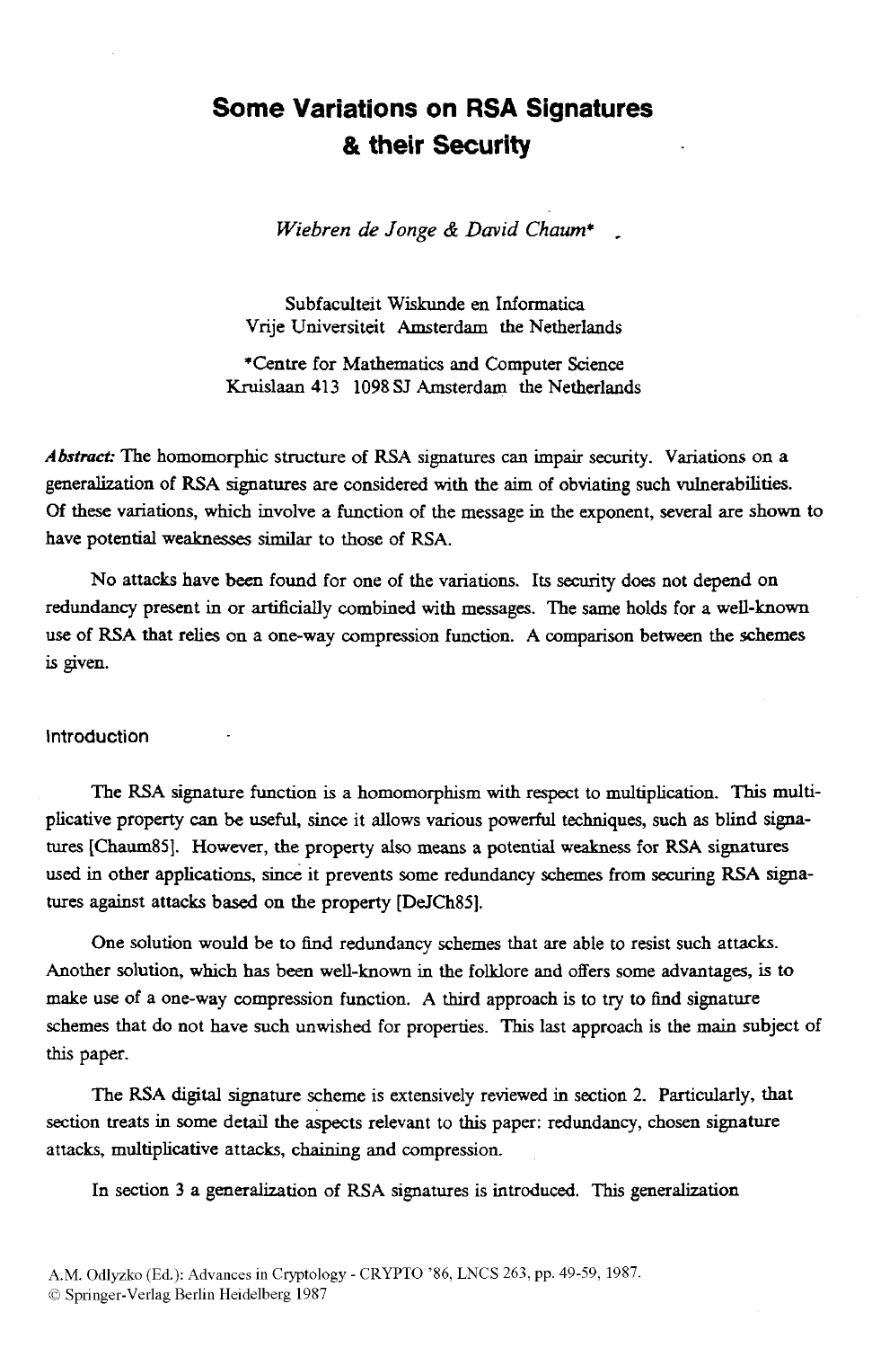# Some Variations on RSA Signatures & their Security

*Wiebren de Jonge & David Chaum**

Subfaculteit Wiskunde en Informatica
Vrije Universiteit Amsterdam the Netherlands

*Centre for Mathematics and Computer Science
Kruislaan 413 1098 SJ Amsterdam the Netherlands

***Abstract:*** The homomorphic structure of RSA signatures can impair security. Variations on a generalization of RSA signatures are considered with the aim of obviating such vulnerabilities. Of these variations, which involve a function of the message in the exponent, several are shown to have potential weaknesses similar to those of RSA.

No attacks have been found for one of the variations. Its security does not depend on redundancy present in or artificially combined with messages. The same holds for a well-known use of RSA that relies on a one-way compression function. A comparison between the schemes is given.

## Introduction

The RSA signature function is a homomorphism with respect to multiplication. This multiplicative property can be useful, since it allows various powerful techniques, such as blind signatures [Chaum85]. However, the property also means a potential weakness for RSA signatures used in other applications, since it prevents some redundancy schemes from securing RSA signatures against attacks based on the property [DeJCh85].

One solution would be to find redundancy schemes that are able to resist such attacks. Another solution, which has been well-known in the folklore and offers some advantages, is to make use of a one-way compression function. A third approach is to try to find signature schemes that do not have such unwished for properties. This last approach is the main subject of this paper.

The RSA digital signature scheme is extensively reviewed in section 2. Particularly, that section treats in some detail the aspects relevant to this paper: redundancy, chosen signature attacks, multiplicative attacks, chaining and compression.

In section 3 a generalization of RSA signatures is introduced. This generalization

A.M. Odlyzko (Ed.): Advances in Cryptology - CRYPTO '86, LNCS 263, pp. 49-59, 1987.
© Springer-Verlag Berlin Heidelberg 1987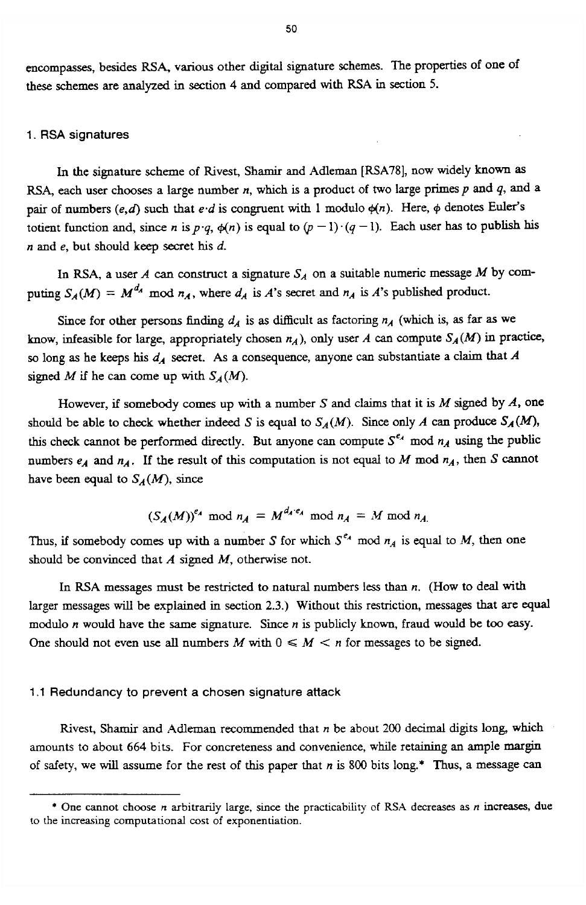encompasses, besides RSA, various other digital signature schemes. The properties of one of these schemes are analyzed in section 4 and compared with RSA in section 5.

## 1. RSA signatures

In the signature scheme of Rivest, Shamir and Adleman [RSA78], now widely known as RSA, each user chooses a large number $n$, which is a product of two large primes $p$ and $q$, and a pair of numbers $(e,d)$ such that $e \cdot d$ is congruent with 1 modulo $\phi(n)$. Here, $\phi$ denotes Euler's totient function and, since $n$ is $p \cdot q$, $\phi(n)$ is equal to $(p-1)\cdot(q-1)$. Each user has to publish his $n$ and $e$, but should keep secret his $d$.

In RSA, a user $A$ can construct a signature $S_A$ on a suitable numeric message $M$ by computing $S_A(M) = M^{d_A} \bmod n_A$, where $d_A$ is $A$'s secret and $n_A$ is $A$'s published product.

Since for other persons finding $d_A$ is as difficult as factoring $n_A$ (which is, as far as we know, infeasible for large, appropriately chosen $n_A$), only user $A$ can compute $S_A(M)$ in practice, so long as he keeps his $d_A$ secret. As a consequence, anyone can substantiate a claim that $A$ signed $M$ if he can come up with $S_A(M)$.

However, if somebody comes up with a number $S$ and claims that it is $M$ signed by $A$, one should be able to check whether indeed $S$ is equal to $S_A(M)$. Since only $A$ can produce $S_A(M)$, this check cannot be performed directly. But anyone can compute $S^{e_A} \bmod n_A$ using the public numbers $e_A$ and $n_A$. If the result of this computation is not equal to $M \bmod n_A$, then $S$ cannot have been equal to $S_A(M)$, since

$$(S_A(M))^{e_A} \bmod n_A = M^{d_A \cdot e_A} \bmod n_A = M \bmod n_A.$$

Thus, if somebody comes up with a number $S$ for which $S^{e_A} \bmod n_A$ is equal to $M$, then one should be convinced that $A$ signed $M$, otherwise not.

In RSA messages must be restricted to natural numbers less than $n$. (How to deal with larger messages will be explained in section 2.3.) Without this restriction, messages that are equal modulo $n$ would have the same signature. Since $n$ is publicly known, fraud would be too easy. One should not even use all numbers $M$ with $0 \leqslant M < n$ for messages to be signed.

### 1.1 Redundancy to prevent a chosen signature attack

Rivest, Shamir and Adleman recommended that $n$ be about 200 decimal digits long, which amounts to about 664 bits. For concreteness and convenience, while retaining an ample margin of safety, we will assume for the rest of this paper that $n$ is 800 bits long.* Thus, a message can

* One cannot choose $n$ arbitrarily large, since the practicability of RSA decreases as $n$ increases, due to the increasing computational cost of exponentiation.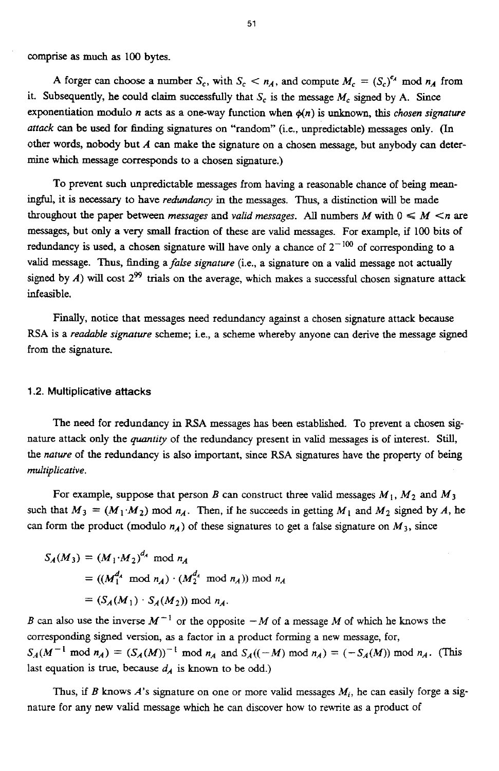comprise as much as 100 bytes.

A forger can choose a number $S_c$, with $S_c < n_A$, and compute $M_c = (S_c)^{e_A} \bmod n_A$ from it. Subsequently, he could claim successfully that $S_c$ is the message $M_c$ signed by A. Since exponentiation modulo $n$ acts as a one-way function when $\phi(n)$ is unknown, this *chosen signature attack* can be used for finding signatures on "random" (i.e., unpredictable) messages only. (In other words, nobody but $A$ can make the signature on a chosen message, but anybody can determine which message corresponds to a chosen signature.)

To prevent such unpredictable messages from having a reasonable chance of being meaningful, it is necessary to have *redundancy* in the messages. Thus, a distinction will be made throughout the paper between *messages* and *valid messages*. All numbers $M$ with $0 \leqslant M < n$ are messages, but only a very small fraction of these are valid messages. For example, if 100 bits of redundancy is used, a chosen signature will have only a chance of $2^{-100}$ of corresponding to a valid message. Thus, finding a *false signature* (i.e., a signature on a valid message not actually signed by $A$) will cost $2^{99}$ trials on the average, which makes a successful chosen signature attack infeasible.

Finally, notice that messages need redundancy against a chosen signature attack because RSA is a *readable signature* scheme; i.e., a scheme whereby anyone can derive the message signed from the signature.

### 1.2. Multiplicative attacks

The need for redundancy in RSA messages has been established. To prevent a chosen signature attack only the *quantity* of the redundancy present in valid messages is of interest. Still, the *nature* of the redundancy is also important, since RSA signatures have the property of being *multiplicative*.

For example, suppose that person $B$ can construct three valid messages $M_1$, $M_2$ and $M_3$ such that $M_3 = (M_1 \cdot M_2) \bmod n_A$. Then, if he succeeds in getting $M_1$ and $M_2$ signed by $A$, he can form the product (modulo $n_A$) of these signatures to get a false signature on $M_3$, since

$$
\begin{aligned}
S_A(M_3) &= (M_1 \cdot M_2)^{d_A} \bmod n_A \\
&= ((M_1^{d_A} \bmod n_A) \cdot (M_2^{d_A} \bmod n_A)) \bmod n_A \\
&= (S_A(M_1) \cdot S_A(M_2)) \bmod n_A.
\end{aligned}
$$

$B$ can also use the inverse $M^{-1}$ or the opposite $-M$ of a message $M$ of which he knows the corresponding signed version, as a factor in a product forming a new message, for, $S_A(M^{-1} \bmod n_A) = (S_A(M))^{-1} \bmod n_A$ and $S_A((-M) \bmod n_A) = (-S_A(M)) \bmod n_A$. (This last equation is true, because $d_A$ is known to be odd.)

Thus, if $B$ knows $A$'s signature on one or more valid messages $M_i$, he can easily forge a signature for any new valid message which he can discover how to rewrite as a product of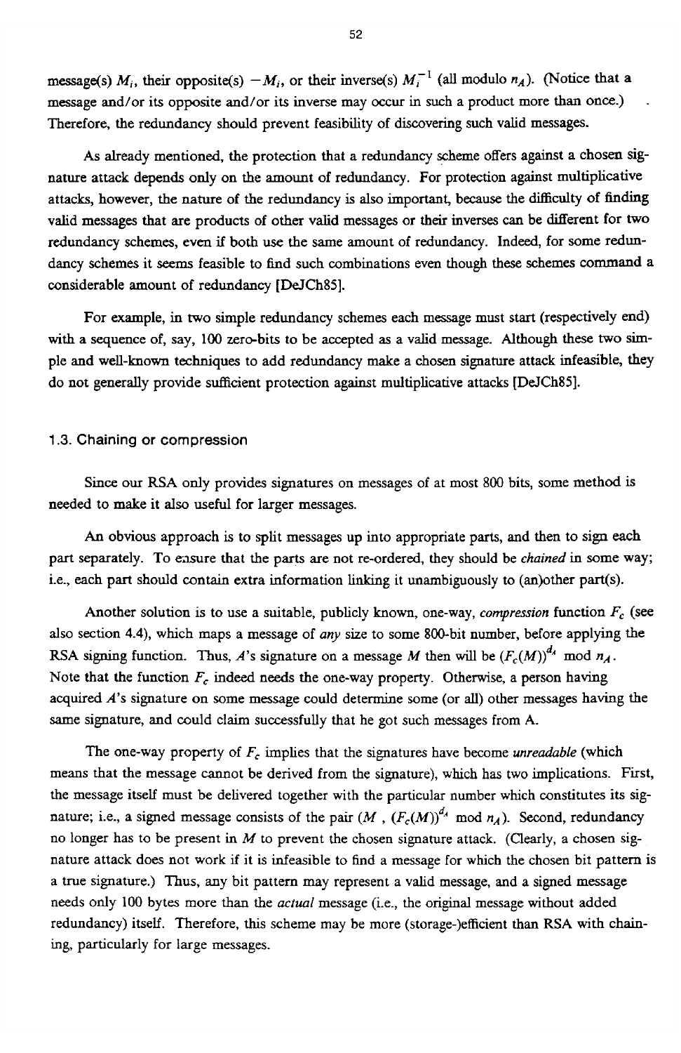message(s) $M_i$, their opposite(s) $-M_i$, or their inverse(s) $M_i^{-1}$ (all modulo $n_A$). (Notice that a message and/or its opposite and/or its inverse may occur in such a product more than once.) Therefore, the redundancy should prevent feasibility of discovering such valid messages.

As already mentioned, the protection that a redundancy scheme offers against a chosen signature attack depends only on the amount of redundancy. For protection against multiplicative attacks, however, the nature of the redundancy is also important, because the difficulty of finding valid messages that are products of other valid messages or their inverses can be different for two redundancy schemes, even if both use the same amount of redundancy. Indeed, for some redundancy schemes it seems feasible to find such combinations even though these schemes command a considerable amount of redundancy [DeJCh85].

For example, in two simple redundancy schemes each message must start (respectively end) with a sequence of, say, 100 zero-bits to be accepted as a valid message. Although these two simple and well-known techniques to add redundancy make a chosen signature attack infeasible, they do not generally provide sufficient protection against multiplicative attacks [DeJCh85].

### 1.3. Chaining or compression

Since our RSA only provides signatures on messages of at most 800 bits, some method is needed to make it also useful for larger messages.

An obvious approach is to split messages up into appropriate parts, and then to sign each part separately. To ensure that the parts are not re-ordered, they should be *chained* in some way; i.e., each part should contain extra information linking it unambiguously to (an)other part(s).

Another solution is to use a suitable, publicly known, one-way, *compression* function $F_c$ (see also section 4.4), which maps a message of *any* size to some 800-bit number, before applying the RSA signing function. Thus, $A$'s signature on a message $M$ then will be $(F_c(M))^{d_A} \bmod n_A$. Note that the function $F_c$ indeed needs the one-way property. Otherwise, a person having acquired $A$'s signature on some message could determine some (or all) other messages having the same signature, and could claim successfully that he got such messages from A.

The one-way property of $F_c$ implies that the signatures have become *unreadable* (which means that the message cannot be derived from the signature), which has two implications. First, the message itself must be delivered together with the particular number which constitutes its signature; i.e., a signed message consists of the pair $(M\ ,\ (F_c(M))^{d_A} \bmod n_A)$. Second, redundancy no longer has to be present in $M$ to prevent the chosen signature attack. (Clearly, a chosen signature attack does not work if it is infeasible to find a message for which the chosen bit pattern is a true signature.) Thus, any bit pattern may represent a valid message, and a signed message needs only 100 bytes more than the *actual* message (i.e., the original message without added redundancy) itself. Therefore, this scheme may be more (storage-)efficient than RSA with chaining, particularly for large messages.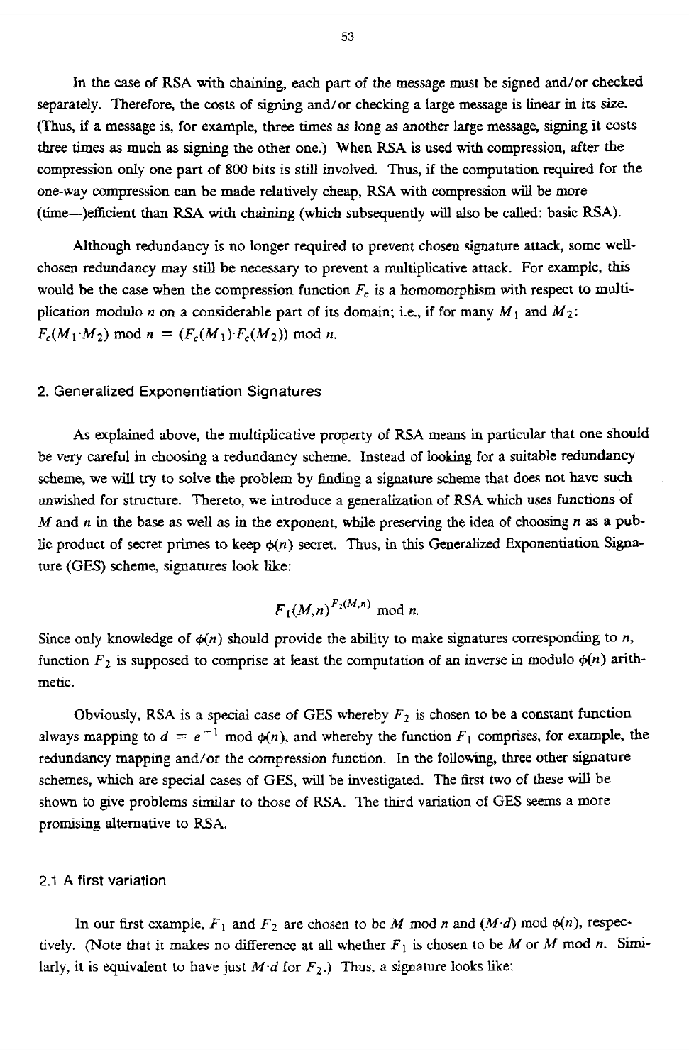In the case of RSA with chaining, each part of the message must be signed and/or checked separately. Therefore, the costs of signing and/or checking a large message is linear in its size. (Thus, if a message is, for example, three times as long as another large message, signing it costs three times as much as signing the other one.) When RSA is used with compression, after the compression only one part of 800 bits is still involved. Thus, if the computation required for the one-way compression can be made relatively cheap, RSA with compression will be more (time—)efficient than RSA with chaining (which subsequently will also be called: basic RSA).

Although redundancy is no longer required to prevent chosen signature attack, some well-chosen redundancy may still be necessary to prevent a multiplicative attack. For example, this would be the case when the compression function $F_c$ is a homomorphism with respect to multiplication modulo $n$ on a considerable part of its domain; i.e., if for many $M_1$ and $M_2$: $F_c(M_1 \cdot M_2) \bmod n = (F_c(M_1) \cdot F_c(M_2)) \bmod n$.

## 2. Generalized Exponentiation Signatures

As explained above, the multiplicative property of RSA means in particular that one should be very careful in choosing a redundancy scheme. Instead of looking for a suitable redundancy scheme, we will try to solve the problem by finding a signature scheme that does not have such unwished for structure. Thereto, we introduce a generalization of RSA which uses functions of $M$ and $n$ in the base as well as in the exponent, while preserving the idea of choosing $n$ as a public product of secret primes to keep $\phi(n)$ secret. Thus, in this Generalized Exponentiation Signature (GES) scheme, signatures look like:

$$F_1(M,n)^{F_2(M,n)} \bmod n.$$

Since only knowledge of $\phi(n)$ should provide the ability to make signatures corresponding to $n$, function $F_2$ is supposed to comprise at least the computation of an inverse in modulo $\phi(n)$ arithmetic.

Obviously, RSA is a special case of GES whereby $F_2$ is chosen to be a constant function always mapping to $d = e^{-1} \bmod \phi(n)$, and whereby the function $F_1$ comprises, for example, the redundancy mapping and/or the compression function. In the following, three other signature schemes, which are special cases of GES, will be investigated. The first two of these will be shown to give problems similar to those of RSA. The third variation of GES seems a more promising alternative to RSA.

### 2.1 A first variation

In our first example, $F_1$ and $F_2$ are chosen to be $M \bmod n$ and $(M \cdot d) \bmod \phi(n)$, respectively. (Note that it makes no difference at all whether $F_1$ is chosen to be $M$ or $M \bmod n$. Similarly, it is equivalent to have just $M \cdot d$ for $F_2$.) Thus, a signature looks like: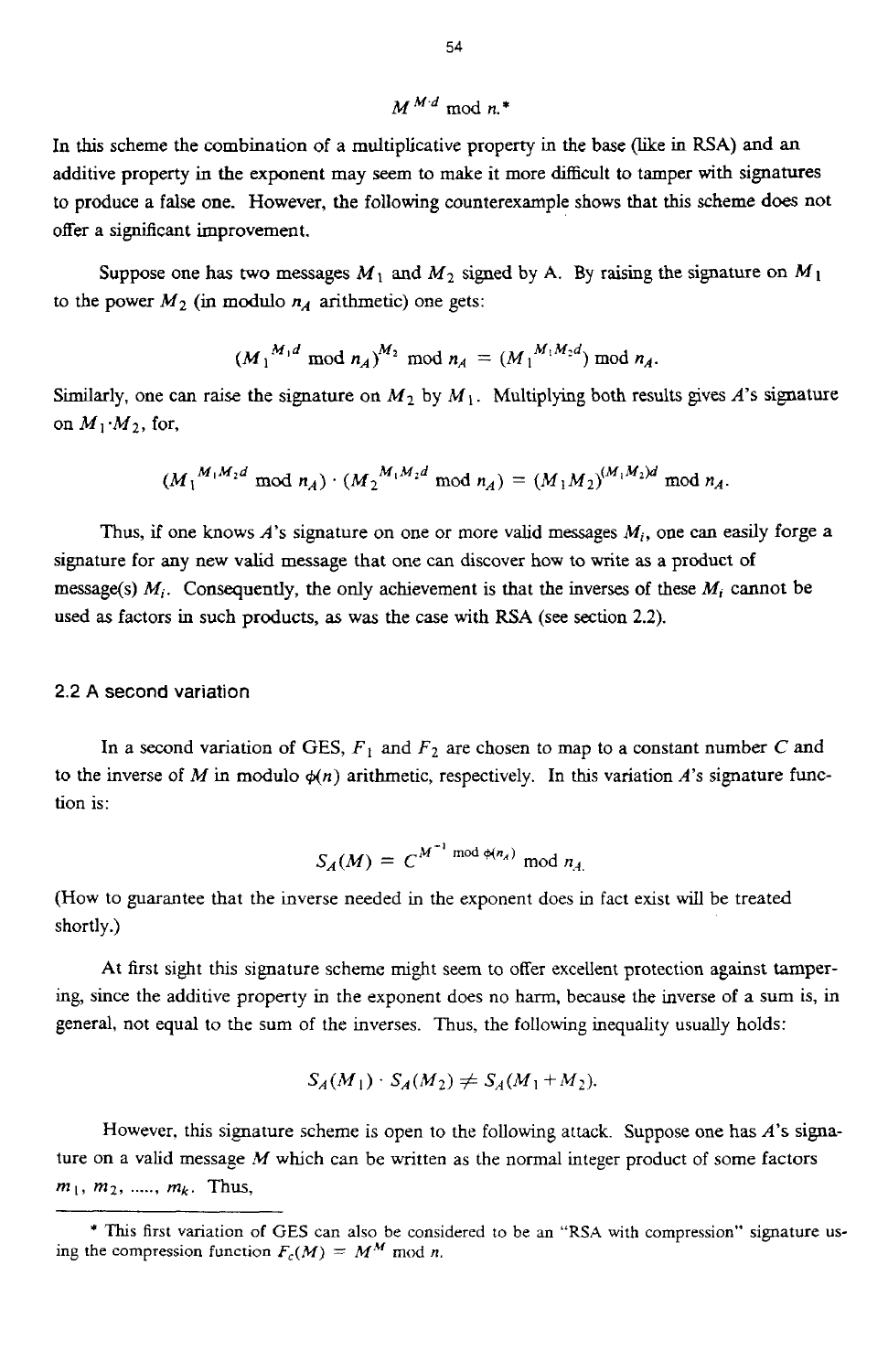$$M^{M \cdot d} \bmod n.*$$

In this scheme the combination of a multiplicative property in the base (like in RSA) and an additive property in the exponent may seem to make it more difficult to tamper with signatures to produce a false one. However, the following counterexample shows that this scheme does not offer a significant improvement.

Suppose one has two messages $M_1$ and $M_2$ signed by A. By raising the signature on $M_1$ to the power $M_2$ (in modulo $n_A$ arithmetic) one gets:

$$(M_1^{M_1 d} \bmod n_A)^{M_2} \bmod n_A = (M_1^{M_1 M_2 d}) \bmod n_A.$$

Similarly, one can raise the signature on $M_2$ by $M_1$. Multiplying both results gives $A$'s signature on $M_1 \cdot M_2$, for,

$$(M_1^{M_1 M_2 d} \bmod n_A) \cdot (M_2^{M_1 M_2 d} \bmod n_A) = (M_1 M_2)^{(M_1 M_2) d} \bmod n_A.$$

Thus, if one knows $A$'s signature on one or more valid messages $M_i$, one can easily forge a signature for any new valid message that one can discover how to write as a product of message(s) $M_i$. Consequently, the only achievement is that the inverses of these $M_i$ cannot be used as factors in such products, as was the case with RSA (see section 2.2).

## 2.2 A second variation

In a second variation of GES, $F_1$ and $F_2$ are chosen to map to a constant number $C$ and to the inverse of $M$ in modulo $\phi(n)$ arithmetic, respectively. In this variation $A$'s signature function is:

$$S_A(M) = C^{M^{-1} \bmod \phi(n_A)} \bmod n_A.$$

(How to guarantee that the inverse needed in the exponent does in fact exist will be treated shortly.)

At first sight this signature scheme might seem to offer excellent protection against tampering, since the additive property in the exponent does no harm, because the inverse of a sum is, in general, not equal to the sum of the inverses. Thus, the following inequality usually holds:

$$S_A(M_1) \cdot S_A(M_2) \neq S_A(M_1 + M_2).$$

However, this signature scheme is open to the following attack. Suppose one has $A$'s signature on a valid message $M$ which can be written as the normal integer product of some factors $m_1, m_2, \ldots\ldots, m_k$. Thus,

---

\* This first variation of GES can also be considered to be an "RSA with compression" signature using the compression function $F_c(M) = M^M \bmod n$.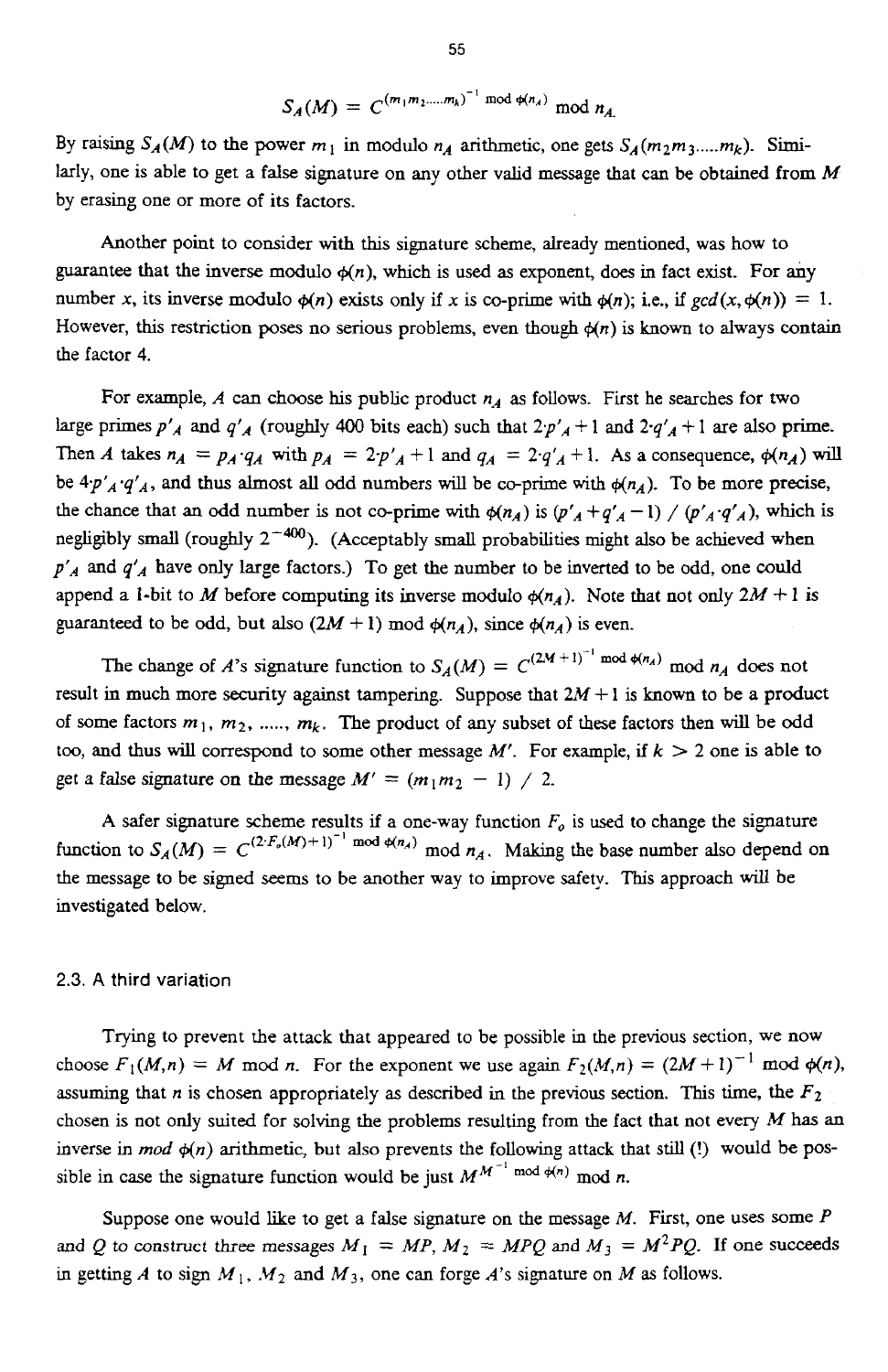$$S_A(M) = C^{(m_1 m_2 \ldots m_k)^{-1} \bmod \phi(n_A)} \bmod n_A.$$

By raising $S_A(M)$ to the power $m_1$ in modulo $n_A$ arithmetic, one gets $S_A(m_2 m_3 \ldots m_k)$. Similarly, one is able to get a false signature on any other valid message that can be obtained from $M$ by erasing one or more of its factors.

Another point to consider with this signature scheme, already mentioned, was how to guarantee that the inverse modulo $\phi(n)$, which is used as exponent, does in fact exist. For any number $x$, its inverse modulo $\phi(n)$ exists only if $x$ is co-prime with $\phi(n)$; i.e., if $gcd(x, \phi(n)) = 1$. However, this restriction poses no serious problems, even though $\phi(n)$ is known to always contain the factor 4.

For example, $A$ can choose his public product $n_A$ as follows. First he searches for two large primes $p'_A$ and $q'_A$ (roughly 400 bits each) such that $2 \cdot p'_A + 1$ and $2 \cdot q'_A + 1$ are also prime. Then $A$ takes $n_A = p_A \cdot q_A$ with $p_A = 2 \cdot p'_A + 1$ and $q_A = 2 \cdot q'_A + 1$. As a consequence, $\phi(n_A)$ will be $4 \cdot p'_A \cdot q'_A$, and thus almost all odd numbers will be co-prime with $\phi(n_A)$. To be more precise, the chance that an odd number is not co-prime with $\phi(n_A)$ is $(p'_A + q'_A - 1) / (p'_A \cdot q'_A)$, which is negligibly small (roughly $2^{-400}$). (Acceptably small probabilities might also be achieved when $p'_A$ and $q'_A$ have only large factors.) To get the number to be inverted to be odd, one could append a 1-bit to $M$ before computing its inverse modulo $\phi(n_A)$. Note that not only $2M + 1$ is guaranteed to be odd, but also $(2M + 1) \bmod \phi(n_A)$, since $\phi(n_A)$ is even.

The change of $A$'s signature function to $S_A(M) = C^{(2M+1)^{-1} \bmod \phi(n_A)} \bmod n_A$ does not result in much more security against tampering. Suppose that $2M + 1$ is known to be a product of some factors $m_1, m_2, \ldots, m_k$. The product of any subset of these factors then will be odd too, and thus will correspond to some other message $M'$. For example, if $k > 2$ one is able to get a false signature on the message $M' = (m_1 m_2 - 1) / 2$.

A safer signature scheme results if a one-way function $F_o$ is used to change the signature function to $S_A(M) = C^{(2 \cdot F_o(M)+1)^{-1} \bmod \phi(n_A)} \bmod n_A$. Making the base number also depend on the message to be signed seems to be another way to improve safety. This approach will be investigated below.

### 2.3. A third variation

Trying to prevent the attack that appeared to be possible in the previous section, we now choose $F_1(M,n) = M \bmod n$. For the exponent we use again $F_2(M,n) = (2M + 1)^{-1} \bmod \phi(n)$, assuming that $n$ is chosen appropriately as described in the previous section. This time, the $F_2$ chosen is not only suited for solving the problems resulting from the fact that not every $M$ has an inverse in *mod* $\phi(n)$ arithmetic, but also prevents the following attack that still (!) would be possible in case the signature function would be just $M^{M^{-1} \bmod \phi(n)} \bmod n$.

Suppose one would like to get a false signature on the message $M$. First, one uses some $P$ and $Q$ to construct three messages $M_1 = MP$, $M_2 = MPQ$ and $M_3 = M^2 PQ$. If one succeeds in getting $A$ to sign $M_1$, $M_2$ and $M_3$, one can forge $A$'s signature on $M$ as follows.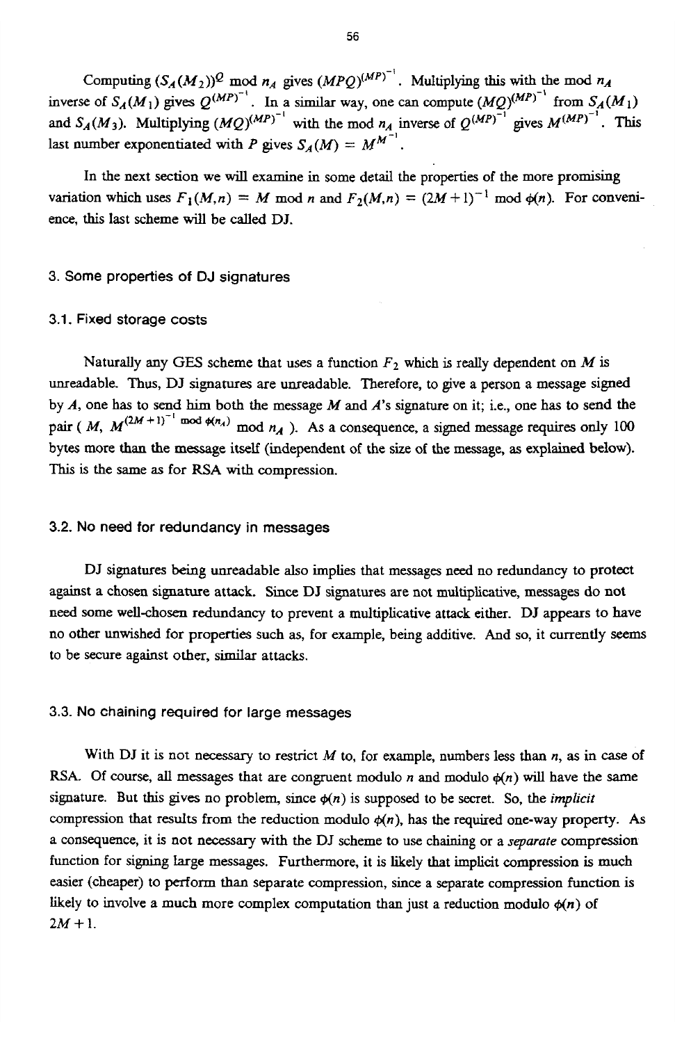Computing $(S_A(M_2))^Q \bmod n_A$ gives $(MPQ)^{(MP)^{-1}}$. Multiplying this with the mod $n_A$ inverse of $S_A(M_1)$ gives $Q^{(MP)^{-1}}$. In a similar way, one can compute $(MQ)^{(MP)^{-1}}$ from $S_A(M_1)$ and $S_A(M_3)$. Multiplying $(MQ)^{(MP)^{-1}}$ with the mod $n_A$ inverse of $Q^{(MP)^{-1}}$ gives $M^{(MP)^{-1}}$. This last number exponentiated with $P$ gives $S_A(M) = M^{M^{-1}}$.

In the next section we will examine in some detail the properties of the more promising variation which uses $F_1(M,n) = M \bmod n$ and $F_2(M,n) = (2M+1)^{-1} \bmod \phi(n)$. For convenience, this last scheme will be called DJ.

## 3. Some properties of DJ signatures

### 3.1. Fixed storage costs

Naturally any GES scheme that uses a function $F_2$ which is really dependent on $M$ is unreadable. Thus, DJ signatures are unreadable. Therefore, to give a person a message signed by $A$, one has to send him both the message $M$ and $A$'s signature on it; i.e., one has to send the pair ( $M$, $M^{(2M+1)^{-1} \bmod \phi(n_A)} \bmod n_A$ ). As a consequence, a signed message requires only 100 bytes more than the message itself (independent of the size of the message, as explained below). This is the same as for RSA with compression.

### 3.2. No need for redundancy in messages

DJ signatures being unreadable also implies that messages need no redundancy to protect against a chosen signature attack. Since DJ signatures are not multiplicative, messages do not need some well-chosen redundancy to prevent a multiplicative attack either. DJ appears to have no other unwished for properties such as, for example, being additive. And so, it currently seems to be secure against other, similar attacks.

### 3.3. No chaining required for large messages

With DJ it is not necessary to restrict $M$ to, for example, numbers less than $n$, as in case of RSA. Of course, all messages that are congruent modulo $n$ and modulo $\phi(n)$ will have the same signature. But this gives no problem, since $\phi(n)$ is supposed to be secret. So, the *implicit* compression that results from the reduction modulo $\phi(n)$, has the required one-way property. As a consequence, it is not necessary with the DJ scheme to use chaining or a *separate* compression function for signing large messages. Furthermore, it is likely that implicit compression is much easier (cheaper) to perform than separate compression, since a separate compression function is likely to involve a much more complex computation than just a reduction modulo $\phi(n)$ of $2M+1$.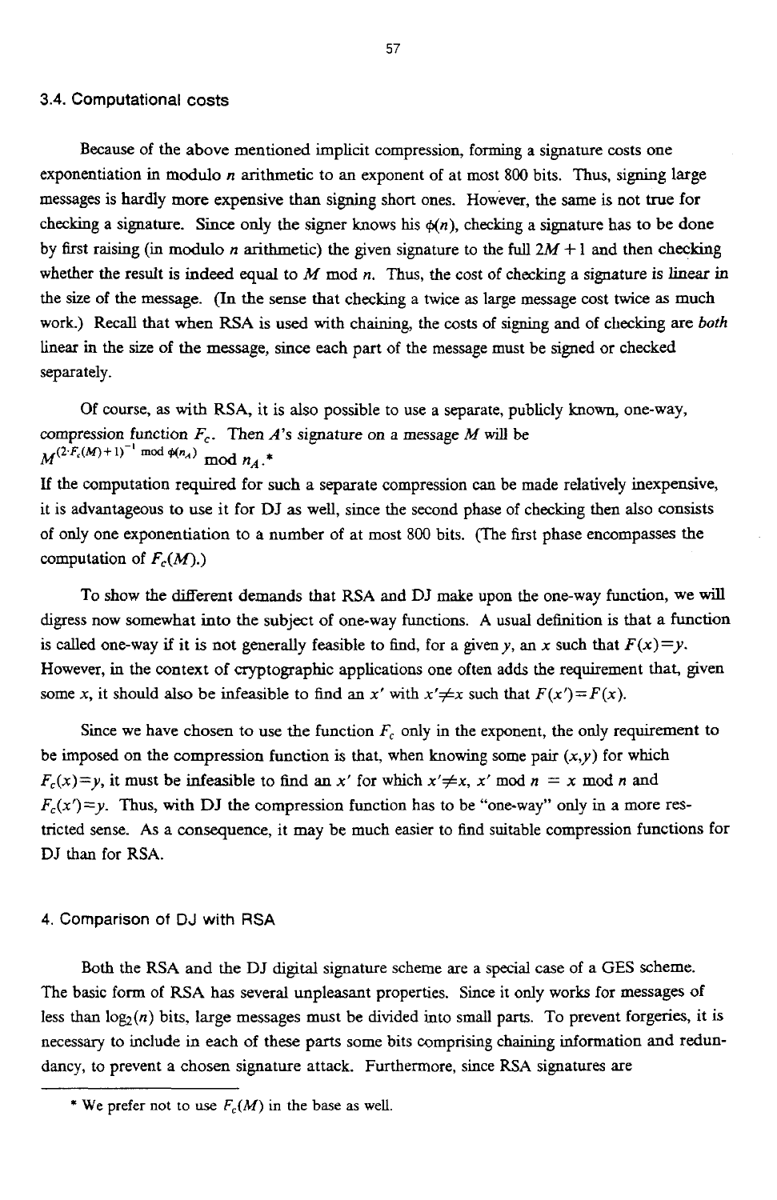### 3.4. Computational costs

Because of the above mentioned implicit compression, forming a signature costs one exponentiation in modulo $n$ arithmetic to an exponent of at most 800 bits. Thus, signing large messages is hardly more expensive than signing short ones. However, the same is not true for checking a signature. Since only the signer knows his $\phi(n)$, checking a signature has to be done by first raising (in modulo $n$ arithmetic) the given signature to the full $2M+1$ and then checking whether the result is indeed equal to $M$ mod $n$. Thus, the cost of checking a signature is linear in the size of the message. (In the sense that checking a twice as large message cost twice as much work.) Recall that when RSA is used with chaining, the costs of signing and of checking are *both* linear in the size of the message, since each part of the message must be signed or checked separately.

Of course, as with RSA, it is also possible to use a separate, publicly known, one-way, compression function $F_c$. Then $A$'s signature on a message $M$ will be $M^{(2 \cdot F_c(M)+1)^{-1} \bmod \phi(n_A)} \bmod n_A$.*
If the computation required for such a separate compression can be made relatively inexpensive, it is advantageous to use it for DJ as well, since the second phase of checking then also consists of only one exponentiation to a number of at most 800 bits. (The first phase encompasses the computation of $F_c(M)$.)

To show the different demands that RSA and DJ make upon the one-way function, we will digress now somewhat into the subject of one-way functions. A usual definition is that a function is called one-way if it is not generally feasible to find, for a given $y$, an $x$ such that $F(x)=y$. However, in the context of cryptographic applications one often adds the requirement that, given some $x$, it should also be infeasible to find an $x'$ with $x' \neq x$ such that $F(x')=F(x)$.

Since we have chosen to use the function $F_c$ only in the exponent, the only requirement to be imposed on the compression function is that, when knowing some pair $(x,y)$ for which $F_c(x)=y$, it must be infeasible to find an $x'$ for which $x' \neq x$, $x' \bmod n = x \bmod n$ and $F_c(x')=y$. Thus, with DJ the compression function has to be "one-way" only in a more restricted sense. As a consequence, it may be much easier to find suitable compression functions for DJ than for RSA.

## 4. Comparison of DJ with RSA

Both the RSA and the DJ digital signature scheme are a special case of a GES scheme. The basic form of RSA has several unpleasant properties. Since it only works for messages of less than $\log_2(n)$ bits, large messages must be divided into small parts. To prevent forgeries, it is necessary to include in each of these parts some bits comprising chaining information and redundancy, to prevent a chosen signature attack. Furthermore, since RSA signatures are

* We prefer not to use $F_c(M)$ in the base as well.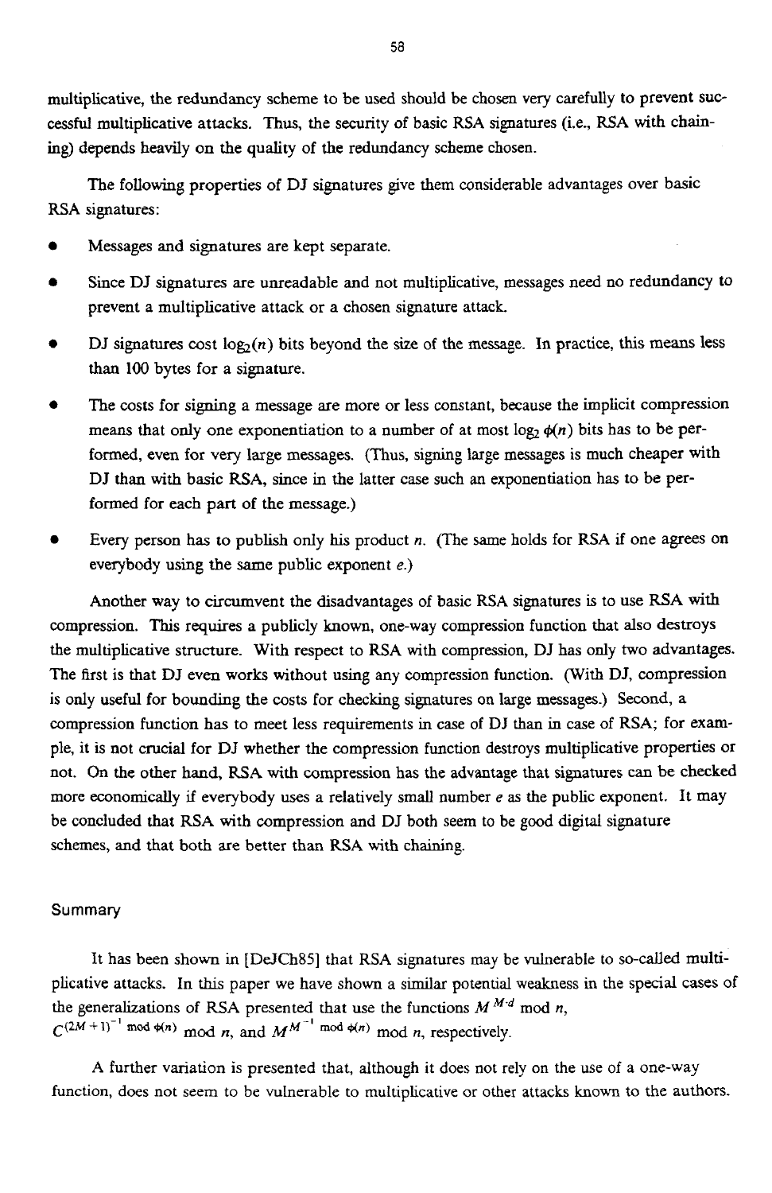multiplicative, the redundancy scheme to be used should be chosen very carefully to prevent successful multiplicative attacks. Thus, the security of basic RSA signatures (i.e., RSA with chaining) depends heavily on the quality of the redundancy scheme chosen.

The following properties of DJ signatures give them considerable advantages over basic RSA signatures:

- Messages and signatures are kept separate.
- Since DJ signatures are unreadable and not multiplicative, messages need no redundancy to prevent a multiplicative attack or a chosen signature attack.
- DJ signatures cost $\log_2(n)$ bits beyond the size of the message. In practice, this means less than 100 bytes for a signature.
- The costs for signing a message are more or less constant, because the implicit compression means that only one exponentiation to a number of at most $\log_2 \phi(n)$ bits has to be performed, even for very large messages. (Thus, signing large messages is much cheaper with DJ than with basic RSA, since in the latter case such an exponentiation has to be performed for each part of the message.)
- Every person has to publish only his product $n$. (The same holds for RSA if one agrees on everybody using the same public exponent $e$.)

Another way to circumvent the disadvantages of basic RSA signatures is to use RSA with compression. This requires a publicly known, one-way compression function that also destroys the multiplicative structure. With respect to RSA with compression, DJ has only two advantages. The first is that DJ even works without using any compression function. (With DJ, compression is only useful for bounding the costs for checking signatures on large messages.) Second, a compression function has to meet less requirements in case of DJ than in case of RSA; for example, it is not crucial for DJ whether the compression function destroys multiplicative properties or not. On the other hand, RSA with compression has the advantage that signatures can be checked more economically if everybody uses a relatively small number $e$ as the public exponent. It may be concluded that RSA with compression and DJ both seem to be good digital signature schemes, and that both are better than RSA with chaining.

## Summary

It has been shown in [DeJCh85] that RSA signatures may be vulnerable to so-called multiplicative attacks. In this paper we have shown a similar potential weakness in the special cases of the generalizations of RSA presented that use the functions $M^{M \cdot d} \bmod n$, $C^{(2M+1)^{-1} \bmod \phi(n)} \bmod n$, and $M^{M^{-1} \bmod \phi(n)} \bmod n$, respectively.

A further variation is presented that, although it does not rely on the use of a one-way function, does not seem to be vulnerable to multiplicative or other attacks known to the authors.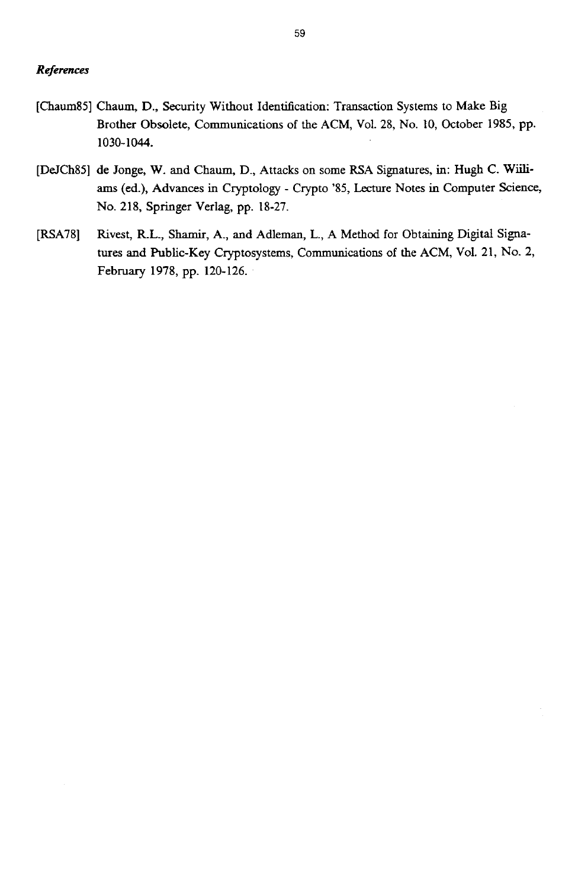*References*

[Chaum85] Chaum, D., Security Without Identification: Transaction Systems to Make Big Brother Obsolete, Communications of the ACM, Vol. 28, No. 10, October 1985, pp. 1030-1044.

[DeJCh85] de Jonge, W. and Chaum, D., Attacks on some RSA Signatures, in: Hugh C. Williams (ed.), Advances in Cryptology - Crypto '85, Lecture Notes in Computer Science, No. 218, Springer Verlag, pp. 18-27.

[RSA78] Rivest, R.L., Shamir, A., and Adleman, L., A Method for Obtaining Digital Signatures and Public-Key Cryptosystems, Communications of the ACM, Vol. 21, No. 2, February 1978, pp. 120-126.